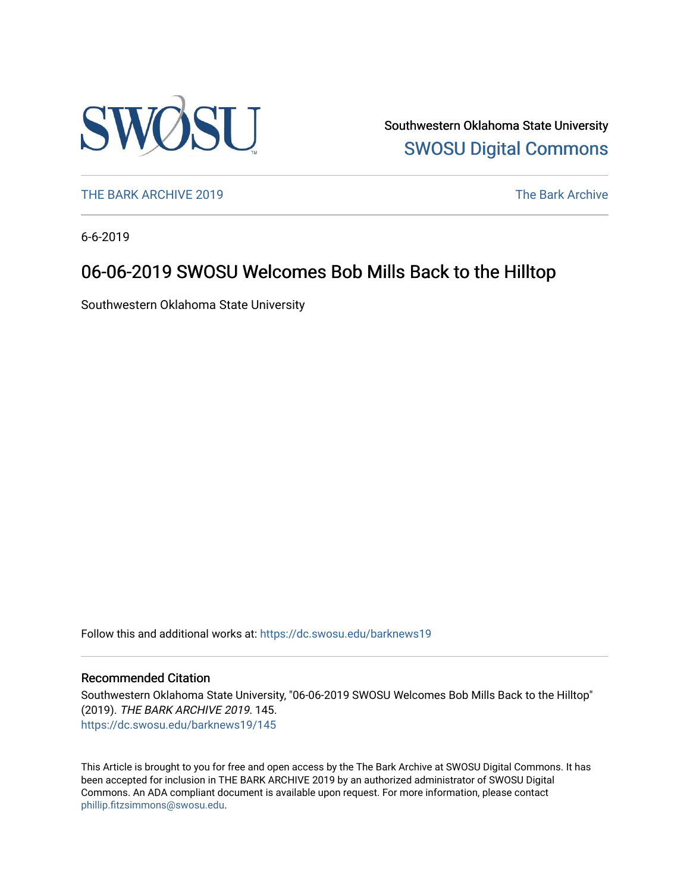Southwestern Oklahoma State University

SWOSU Digital Commons

THE BARK ARCHIVE 2019

The Bark Archive

6-6-2019

# 06-06-2019 SWOSU Welcomes Bob Mills Back to the Hilltop

Southwestern Oklahoma State University

Follow this and additional works at: https://dc.swosu.edu/barknews19

## Recommended Citation

Southwestern Oklahoma State University, "06-06-2019 SWOSU Welcomes Bob Mills Back to the Hilltop" (2019). *THE BARK ARCHIVE 2019*. 145.
https://dc.swosu.edu/barknews19/145

This Article is brought to you for free and open access by the The Bark Archive at SWOSU Digital Commons. It has been accepted for inclusion in THE BARK ARCHIVE 2019 by an authorized administrator of SWOSU Digital Commons. An ADA compliant document is available upon request. For more information, please contact phillip.fitzsimmons@swosu.edu.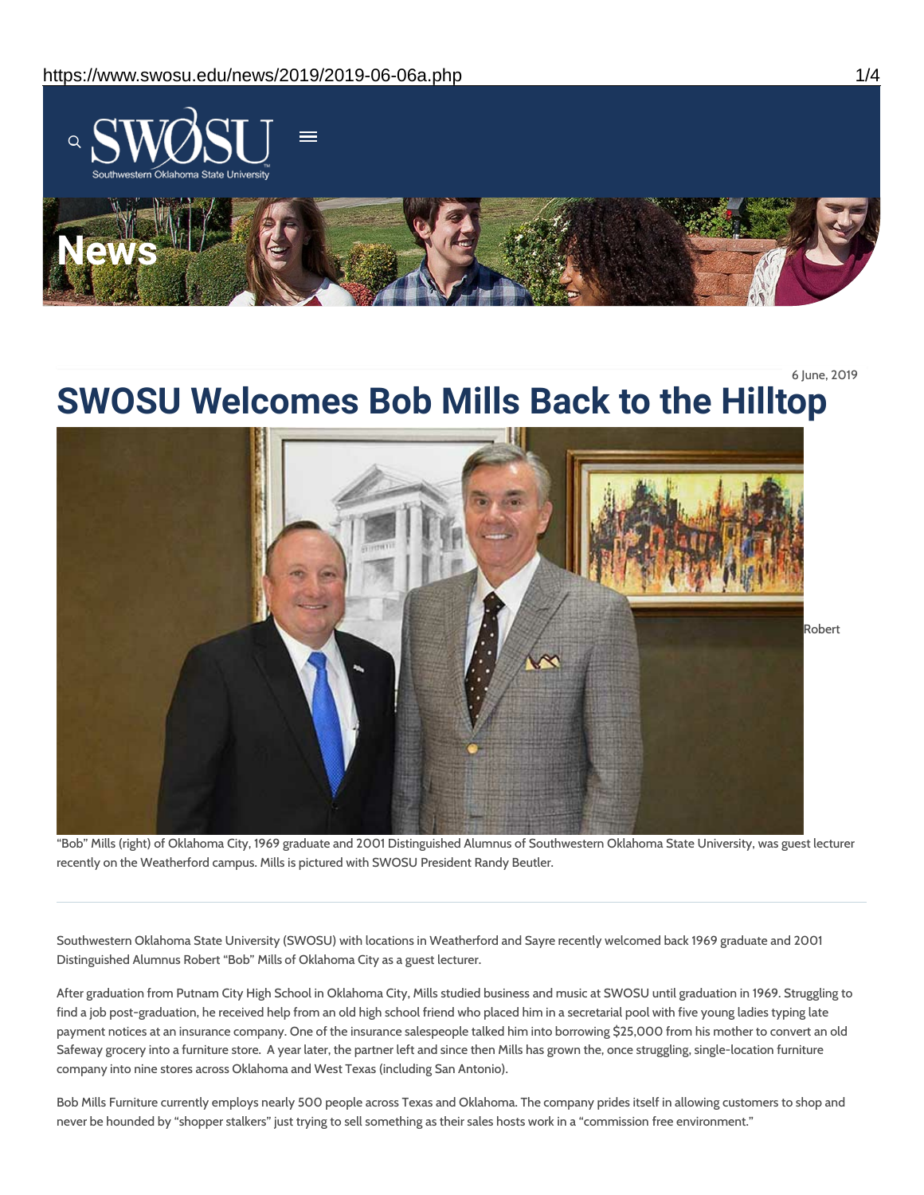News

6 June, 2019

# SWOSU Welcomes Bob Mills Back to the Hilltop

Robert "Bob" Mills (right) of Oklahoma City, 1969 graduate and 2001 Distinguished Alumnus of Southwestern Oklahoma State University, was guest lecturer recently on the Weatherford campus. Mills is pictured with SWOSU President Randy Beutler.

---

Southwestern Oklahoma State University (SWOSU) with locations in Weatherford and Sayre recently welcomed back 1969 graduate and 2001 Distinguished Alumnus Robert "Bob" Mills of Oklahoma City as a guest lecturer.

After graduation from Putnam City High School in Oklahoma City, Mills studied business and music at SWOSU until graduation in 1969. Struggling to find a job post-graduation, he received help from an old high school friend who placed him in a secretarial pool with five young ladies typing late payment notices at an insurance company. One of the insurance salespeople talked him into borrowing $25,000 from his mother to convert an old Safeway grocery into a furniture store. A year later, the partner left and since then Mills has grown the, once struggling, single-location furniture company into nine stores across Oklahoma and West Texas (including San Antonio).

Bob Mills Furniture currently employs nearly 500 people across Texas and Oklahoma. The company prides itself in allowing customers to shop and never be hounded by "shopper stalkers" just trying to sell something as their sales hosts work in a "commission free environment."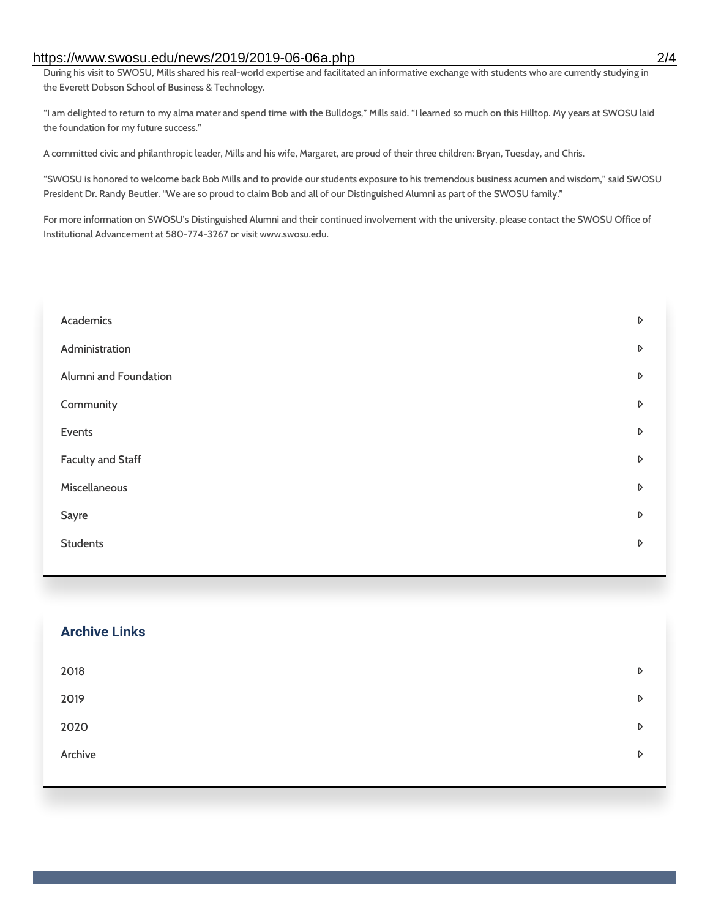During his visit to SWOSU, Mills shared his real-world expertise and facilitated an informative exchange with students who are currently studying in the Everett Dobson School of Business & Technology.

"I am delighted to return to my alma mater and spend time with the Bulldogs," Mills said. "I learned so much on this Hilltop. My years at SWOSU laid the foundation for my future success."

A committed civic and philanthropic leader, Mills and his wife, Margaret, are proud of their three children: Bryan, Tuesday, and Chris.

"SWOSU is honored to welcome back Bob Mills and to provide our students exposure to his tremendous business acumen and wisdom," said SWOSU President Dr. Randy Beutler. "We are so proud to claim Bob and all of our Distinguished Alumni as part of the SWOSU family."

For more information on SWOSU's Distinguished Alumni and their continued involvement with the university, please contact the SWOSU Office of Institutional Advancement at 580-774-3267 or visit www.swosu.edu.

- Academics
- Administration
- Alumni and Foundation
- Community
- Events
- Faculty and Staff
- Miscellaneous
- Sayre
- Students

## Archive Links

- 2018
- 2019
- 2020
- Archive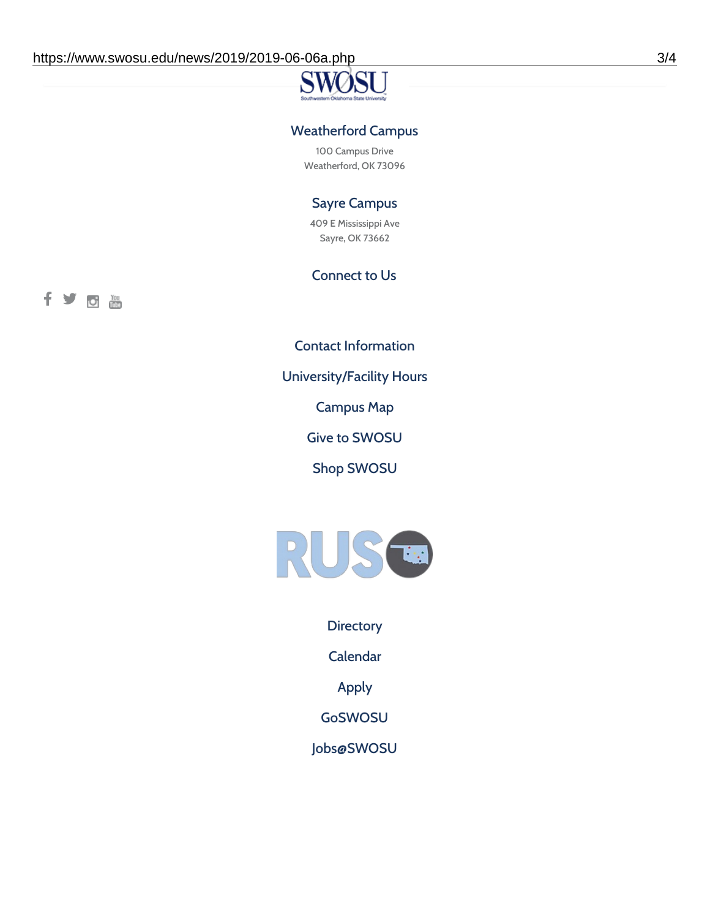## Weatherford Campus

100 Campus Drive
Weatherford, OK 73096

## Sayre Campus

409 E Mississippi Ave
Sayre, OK 73662

## Connect to Us

Contact Information

University/Facility Hours

Campus Map

Give to SWOSU

Shop SWOSU

Directory

Calendar

Apply

GoSWOSU

Jobs@SWOSU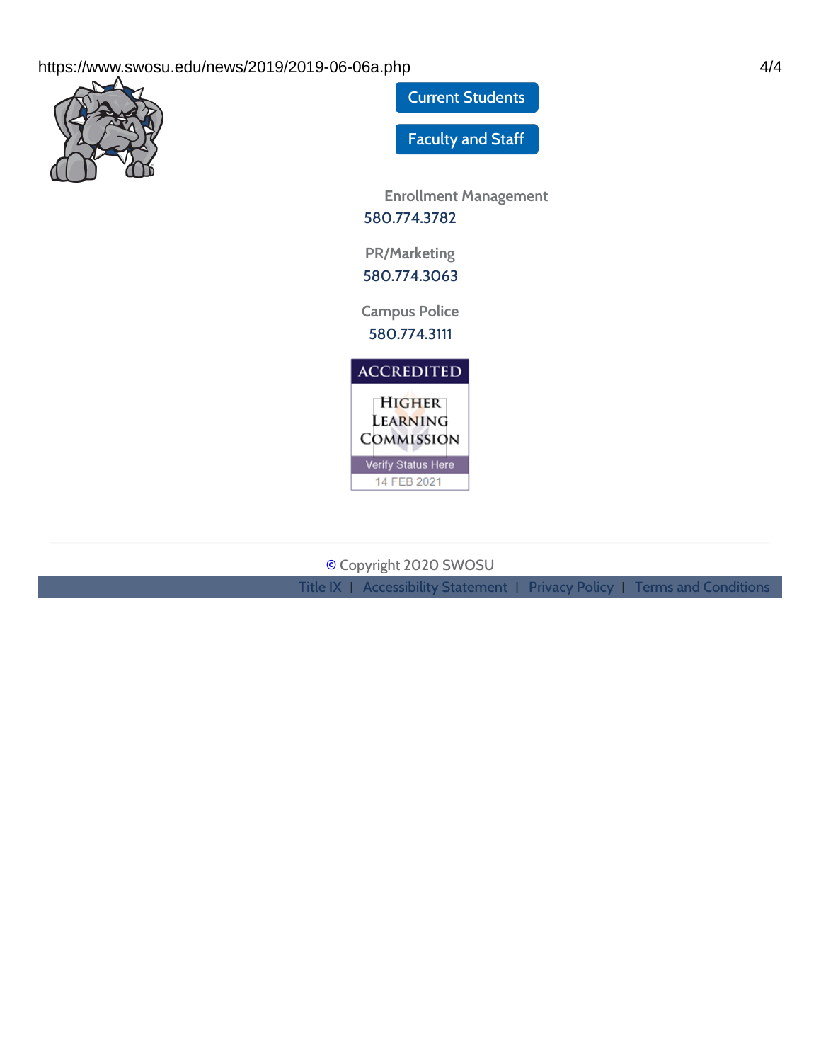Current Students

Faculty and Staff

Enrollment Management
580.774.3782

PR/Marketing
580.774.3063

Campus Police
580.774.3111

ACCREDITED

HIGHER LEARNING COMMISSION

Verify Status Here

14 FEB 2021

© Copyright 2020 SWOSU

Title IX | Accessibility Statement | Privacy Policy | Terms and Conditions